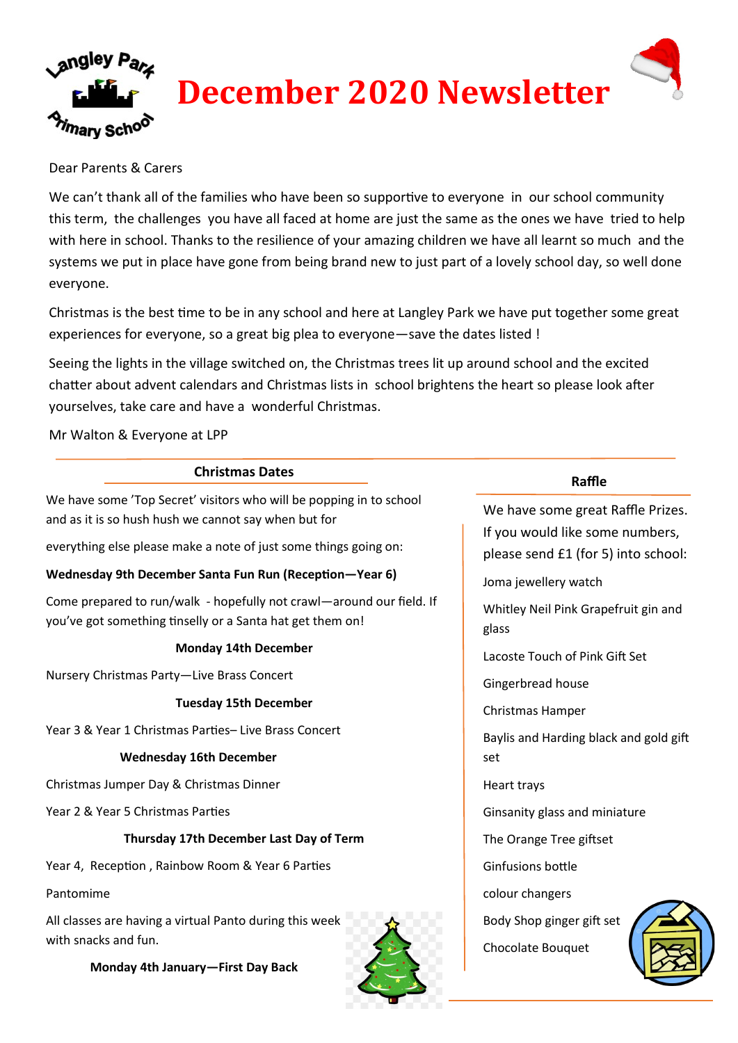Langley Park Primary School

# December 2020 Newsletter

Dear Parents & Carers

We can't thank all of the families who have been so supportive to everyone in our school community this term, the challenges you have all faced at home are just the same as the ones we have tried to help with here in school. Thanks to the resilience of your amazing children we have all learnt so much and the systems we put in place have gone from being brand new to just part of a lovely school day, so well done everyone.

Christmas is the best time to be in any school and here at Langley Park we have put together some great experiences for everyone, so a great big plea to everyone—save the dates listed !

Seeing the lights in the village switched on, the Christmas trees lit up around school and the excited chatter about advent calendars and Christmas lists in school brightens the heart so please look after yourselves, take care and have a wonderful Christmas.

Mr Walton & Everyone at LPP

## Christmas Dates

We have some 'Top Secret' visitors who will be popping in to school and as it is so hush hush we cannot say when but for

everything else please make a note of just some things going on:

**Wednesday 9th December Santa Fun Run (Reception—Year 6)**

Come prepared to run/walk - hopefully not crawl—around our field. If you've got something tinselly or a Santa hat get them on!

**Monday 14th December**

Nursery Christmas Party—Live Brass Concert

**Tuesday 15th December**

Year 3 & Year 1 Christmas Parties– Live Brass Concert

**Wednesday 16th December**

Christmas Jumper Day & Christmas Dinner

Year 2 & Year 5 Christmas Parties

**Thursday 17th December Last Day of Term**

Year 4, Reception , Rainbow Room & Year 6 Parties

Pantomime

All classes are having a virtual Panto during this week with snacks and fun.

**Monday 4th January—First Day Back**

## Raffle

We have some great Raffle Prizes. If you would like some numbers, please send £1 (for 5) into school:

Joma jewellery watch

Whitley Neil Pink Grapefruit gin and glass

Lacoste Touch of Pink Gift Set

Gingerbread house

Christmas Hamper

Baylis and Harding black and gold gift set

Heart trays

Ginsanity glass and miniature

The Orange Tree giftset

Ginfusions bottle

colour changers

Body Shop ginger gift set

Chocolate Bouquet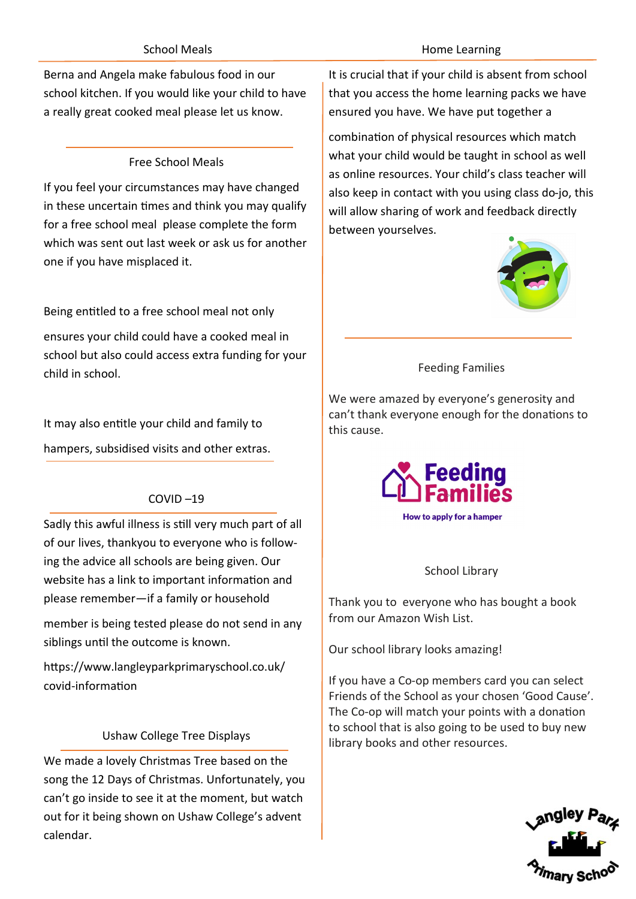## School Meals

Berna and Angela make fabulous food in our school kitchen. If you would like your child to have a really great cooked meal please let us know.

## Free School Meals

If you feel your circumstances may have changed in these uncertain times and think you may qualify for a free school meal please complete the form which was sent out last week or ask us for another one if you have misplaced it.

Being entitled to a free school meal not only ensures your child could have a cooked meal in school but also could access extra funding for your child in school.

It may also entitle your child and family to hampers, subsidised visits and other extras.

## COVID –19

Sadly this awful illness is still very much part of all of our lives, thankyou to everyone who is following the advice all schools are being given. Our website has a link to important information and please remember—if a family or household member is being tested please do not send in any siblings until the outcome is known.

https://www.langleyparkprimaryschool.co.uk/covid-information

## Ushaw College Tree Displays

We made a lovely Christmas Tree based on the song the 12 Days of Christmas. Unfortunately, you can't go inside to see it at the moment, but watch out for it being shown on Ushaw College's advent calendar.

## Home Learning

It is crucial that if your child is absent from school that you access the home learning packs we have ensured you have. We have put together a combination of physical resources which match what your child would be taught in school as well as online resources. Your child's class teacher will also keep in contact with you using class do-jo, this will allow sharing of work and feedback directly between yourselves.

## Feeding Families

We were amazed by everyone's generosity and can't thank everyone enough for the donations to this cause.

Feeding Families

How to apply for a hamper

## School Library

Thank you to everyone who has bought a book from our Amazon Wish List.

Our school library looks amazing!

If you have a Co-op members card you can select Friends of the School as your chosen 'Good Cause'. The Co-op will match your points with a donation to school that is also going to be used to buy new library books and other resources.

Langley Park Primary School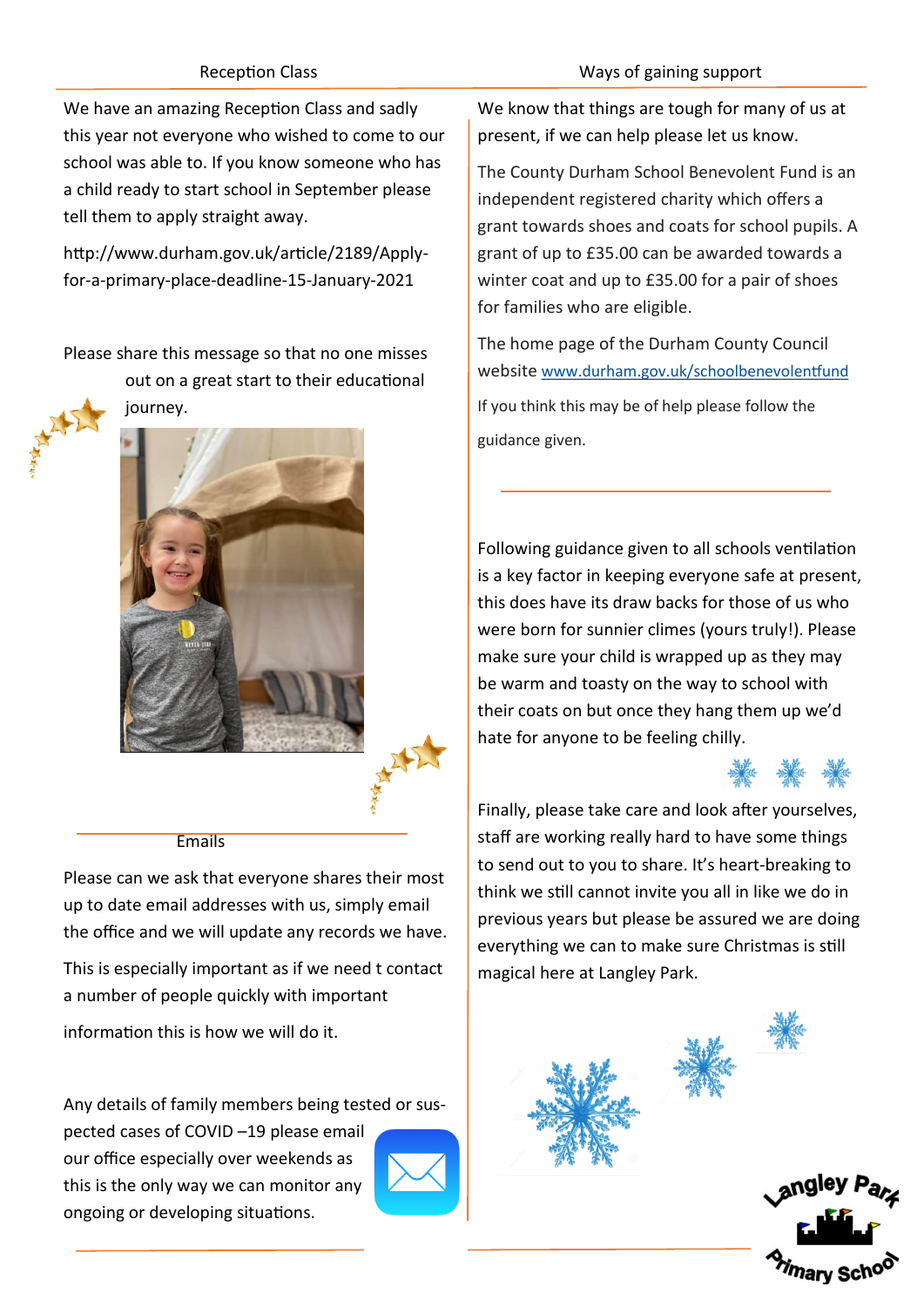## Reception Class

We have an amazing Reception Class and sadly this year not everyone who wished to come to our school was able to. If you know someone who has a child ready to start school in September please tell them to apply straight away.

http://www.durham.gov.uk/article/2189/Apply-for-a-primary-place-deadline-15-January-2021

Please share this message so that no one misses out on a great start to their educational journey.

## Emails

Please can we ask that everyone shares their most up to date email addresses with us, simply email the office and we will update any records we have.

This is especially important as if we need t contact a number of people quickly with important information this is how we will do it.

Any details of family members being tested or suspected cases of COVID –19 please email our office especially over weekends as this is the only way we can monitor any ongoing or developing situations.

## Ways of gaining support

We know that things are tough for many of us at present, if we can help please let us know.

The County Durham School Benevolent Fund is an independent registered charity which offers a grant towards shoes and coats for school pupils. A grant of up to £35.00 can be awarded towards a winter coat and up to £35.00 for a pair of shoes for families who are eligible.

The home page of the Durham County Council website www.durham.gov.uk/schoolbenevolentfund

If you think this may be of help please follow the guidance given.

Following guidance given to all schools ventilation is a key factor in keeping everyone safe at present, this does have its draw backs for those of us who were born for sunnier climes (yours truly!). Please make sure your child is wrapped up as they may be warm and toasty on the way to school with their coats on but once they hang them up we'd hate for anyone to be feeling chilly.

Finally, please take care and look after yourselves, staff are working really hard to have some things to send out to you to share. It's heart-breaking to think we still cannot invite you all in like we do in previous years but please be assured we are doing everything we can to make sure Christmas is still magical here at Langley Park.

Langley Park Primary School